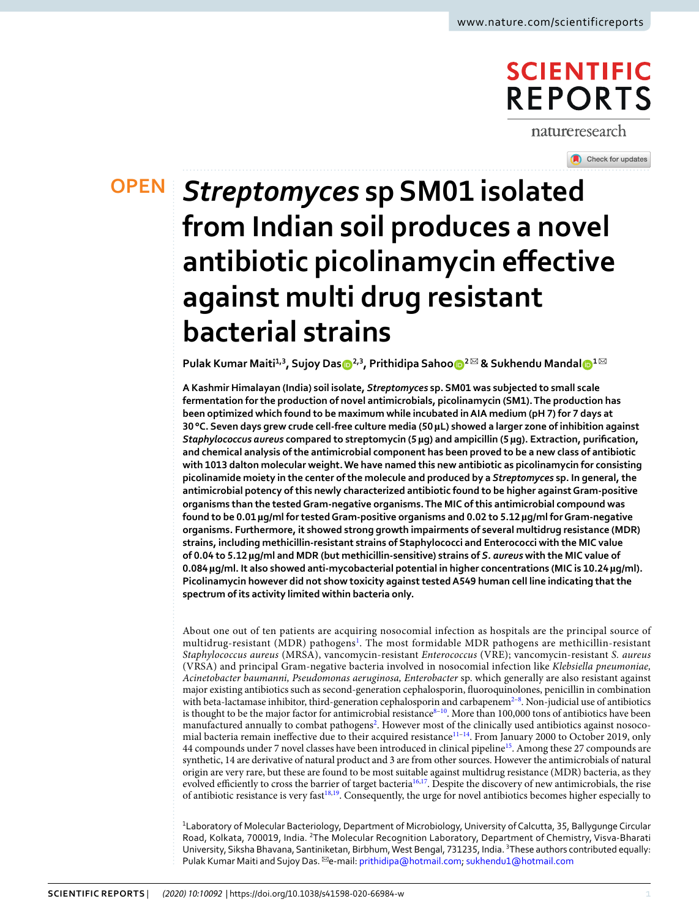OPEN

# *Streptomyces* sp SM01 isolated from Indian soil produces a novel antibiotic picolinamycin effective against multi drug resistant bacterial strains

**Pulak Kumar Maiti[1,3], Sujoy Das[2,3], Prithidipa Sahoo[2] ✉ & Sukhendu Mandal[1] ✉**

**A Kashmir Himalayan (India) soil isolate, *Streptomyces* sp. SM01 was subjected to small scale fermentation for the production of novel antimicrobials, picolinamycin (SM1). The production has been optimized which found to be maximum while incubated in AIA medium (pH 7) for 7 days at 30 °C. Seven days grew crude cell-free culture media (50 µL) showed a larger zone of inhibition against *Staphylococcus aureus* compared to streptomycin (5 µg) and ampicillin (5 µg). Extraction, purification, and chemical analysis of the antimicrobial component has been proved to be a new class of antibiotic with 1013 dalton molecular weight. We have named this new antibiotic as picolinamycin for consisting picolinamide moiety in the center of the molecule and produced by a *Streptomyces* sp. In general, the antimicrobial potency of this newly characterized antibiotic found to be higher against Gram-positive organisms than the tested Gram-negative organisms. The MIC of this antimicrobial compound was found to be 0.01 µg/ml for tested Gram-positive organisms and 0.02 to 5.12 µg/ml for Gram-negative organisms. Furthermore, it showed strong growth impairments of several multidrug resistance (MDR) strains, including methicillin-resistant strains of Staphylococci and Enterococci with the MIC value of 0.04 to 5.12 µg/ml and MDR (but methicillin-sensitive) strains of *S. aureus* with the MIC value of 0.084 µg/ml. It also showed anti-mycobacterial potential in higher concentrations (MIC is 10.24 µg/ml). Picolinamycin however did not show toxicity against tested A549 human cell line indicating that the spectrum of its activity limited within bacteria only.**

About one out of ten patients are acquiring nosocomial infection as hospitals are the principal source of multidrug-resistant (MDR) pathogens[1]. The most formidable MDR pathogens are methicillin-resistant *Staphylococcus aureus* (MRSA), vancomycin-resistant *Enterococcus* (VRE); vancomycin-resistant *S. aureus* (VRSA) and principal Gram-negative bacteria involved in nosocomial infection like *Klebsiella pneumoniae, Acinetobacter baumanni, Pseudomonas aeruginosa, Enterobacter* sp. which generally are also resistant against major existing antibiotics such as second-generation cephalosporin, fluoroquinolones, penicillin in combination with beta-lactamase inhibitor, third-generation cephalosporin and carbapenem[2–8]. Non-judicial use of antibiotics is thought to be the major factor for antimicrobial resistance[8–10]. More than 100,000 tons of antibiotics have been manufactured annually to combat pathogens[2]. However most of the clinically used antibiotics against nosocomial bacteria remain ineffective due to their acquired resistance[11–14]. From January 2000 to October 2019, only 44 compounds under 7 novel classes have been introduced in clinical pipeline[15]. Among these 27 compounds are synthetic, 14 are derivative of natural product and 3 are from other sources. However the antimicrobials of natural origin are very rare, but these are found to be most suitable against multidrug resistance (MDR) bacteria, as they evolved efficiently to cross the barrier of target bacteria[16,17]. Despite the discovery of new antimicrobials, the rise of antibiotic resistance is very fast[18,19]. Consequently, the urge for novel antibiotics becomes higher especially to

[1]Laboratory of Molecular Bacteriology, Department of Microbiology, University of Calcutta, 35, Ballygunge Circular Road, Kolkata, 700019, India. [2]The Molecular Recognition Laboratory, Department of Chemistry, Visva-Bharati University, Siksha Bhavana, Santiniketan, Birbhum, West Bengal, 731235, India. [3]These authors contributed equally: Pulak Kumar Maiti and Sujoy Das. ✉e-mail: prithidipa@hotmail.com; sukhendu1@hotmail.com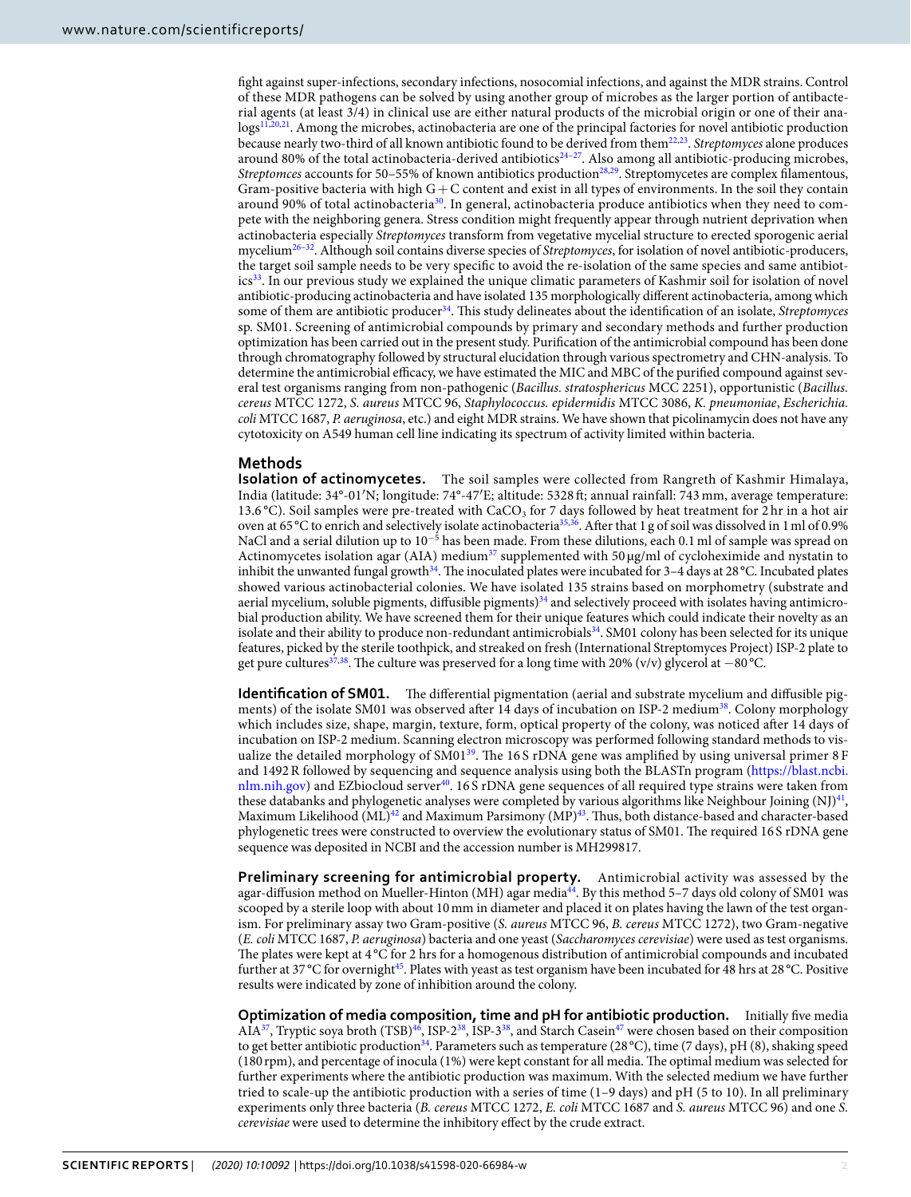fight against super-infections, secondary infections, nosocomial infections, and against the MDR strains. Control of these MDR pathogens can be solved by using another group of microbes as the larger portion of antibacterial agents (at least 3/4) in clinical use are either natural products of the microbial origin or one of their analogs[11,20,21]. Among the microbes, actinobacteria are one of the principal factories for novel antibiotic production because nearly two-third of all known antibiotic found to be derived from them[22,23]. *Streptomyces* alone produces around 80% of the total actinobacteria-derived antibiotics[24–27]. Also among all antibiotic-producing microbes, *Streptomces* accounts for 50–55% of known antibiotics production[28,29]. Streptomycetes are complex filamentous, Gram-positive bacteria with high G + C content and exist in all types of environments. In the soil they contain around 90% of total actinobacteria[30]. In general, actinobacteria produce antibiotics when they need to compete with the neighboring genera. Stress condition might frequently appear through nutrient deprivation when actinobacteria especially *Streptomyces* transform from vegetative mycelial structure to erected sporogenic aerial mycelium[26–32]. Although soil contains diverse species of *Streptomyces*, for isolation of novel antibiotic-producers, the target soil sample needs to be very specific to avoid the re-isolation of the same species and same antibiotics[33]. In our previous study we explained the unique climatic parameters of Kashmir soil for isolation of novel antibiotic-producing actinobacteria and have isolated 135 morphologically different actinobacteria, among which some of them are antibiotic producer[34]. This study delineates about the identification of an isolate, *Streptomyces* sp. SM01. Screening of antimicrobial compounds by primary and secondary methods and further production optimization has been carried out in the present study. Purification of the antimicrobial compound has been done through chromatography followed by structural elucidation through various spectrometry and CHN-analysis. To determine the antimicrobial efficacy, we have estimated the MIC and MBC of the purified compound against several test organisms ranging from non-pathogenic (*Bacillus. stratosphericus* MCC 2251), opportunistic (*Bacillus. cereus* MTCC 1272, *S. aureus* MTCC 96, *Staphylococcus. epidermidis* MTCC 3086, *K. pneumoniae*, *Escherichia. coli* MTCC 1687, *P. aeruginosa*, etc.) and eight MDR strains. We have shown that picolinamycin does not have any cytotoxicity on A549 human cell line indicating its spectrum of activity limited within bacteria.

## Methods

**Isolation of actinomycetes.** The soil samples were collected from Rangreth of Kashmir Himalaya, India (latitude: 34°-01′N; longitude: 74°-47′E; altitude: 5328 ft; annual rainfall: 743 mm, average temperature: 13.6 °C). Soil samples were pre-treated with $CaCO_3$ for 7 days followed by heat treatment for 2 hr in a hot air oven at 65 °C to enrich and selectively isolate actinobacteria[35,36]. After that 1 g of soil was dissolved in 1 ml of 0.9% NaCl and a serial dilution up to $10^{-5}$ has been made. From these dilutions, each 0.1 ml of sample was spread on Actinomycetes isolation agar (AIA) medium[37] supplemented with 50 µg/ml of cycloheximide and nystatin to inhibit the unwanted fungal growth[34]. The inoculated plates were incubated for 3–4 days at 28 °C. Incubated plates showed various actinobacterial colonies. We have isolated 135 strains based on morphometry (substrate and aerial mycelium, soluble pigments, diffusible pigments)[34] and selectively proceed with isolates having antimicrobial production ability. We have screened them for their unique features which could indicate their novelty as an isolate and their ability to produce non-redundant antimicrobials[34]. SM01 colony has been selected for its unique features, picked by the sterile toothpick, and streaked on fresh (International Streptomyces Project) ISP-2 plate to get pure cultures[37,38]. The culture was preserved for a long time with 20% (v/v) glycerol at −80 °C.

**Identification of SM01.** The differential pigmentation (aerial and substrate mycelium and diffusible pigments) of the isolate SM01 was observed after 14 days of incubation on ISP-2 medium[38]. Colony morphology which includes size, shape, margin, texture, form, optical property of the colony, was noticed after 14 days of incubation on ISP-2 medium. Scanning electron microscopy was performed following standard methods to visualize the detailed morphology of SM01[39]. The 16 S rDNA gene was amplified by using universal primer 8 F and 1492 R followed by sequencing and sequence analysis using both the BLASTn program (https://blast.ncbi.nlm.nih.gov) and EZbiocloud server[40]. 16 S rDNA gene sequences of all required type strains were taken from these databanks and phylogenetic analyses were completed by various algorithms like Neighbour Joining (NJ)[41], Maximum Likelihood (ML)[42] and Maximum Parsimony (MP)[43]. Thus, both distance-based and character-based phylogenetic trees were constructed to overview the evolutionary status of SM01. The required 16 S rDNA gene sequence was deposited in NCBI and the accession number is MH299817.

**Preliminary screening for antimicrobial property.** Antimicrobial activity was assessed by the agar-diffusion method on Mueller-Hinton (MH) agar media[44]. By this method 5–7 days old colony of SM01 was scooped by a sterile loop with about 10 mm in diameter and placed it on plates having the lawn of the test organism. For preliminary assay two Gram-positive (*S. aureus* MTCC 96, *B. cereus* MTCC 1272), two Gram-negative (*E. coli* MTCC 1687, *P. aeruginosa*) bacteria and one yeast (*Saccharomyces cerevisiae*) were used as test organisms. The plates were kept at 4 °C for 2 hrs for a homogenous distribution of antimicrobial compounds and incubated further at 37 °C for overnight[45]. Plates with yeast as test organism have been incubated for 48 hrs at 28 °C. Positive results were indicated by zone of inhibition around the colony.

**Optimization of media composition, time and pH for antibiotic production.** Initially five media AIA[37], Tryptic soya broth (TSB)[46], ISP-2[38], ISP-3[38], and Starch Casein[47] were chosen based on their composition to get better antibiotic production[34]. Parameters such as temperature (28 °C), time (7 days), pH (8), shaking speed (180 rpm), and percentage of inocula (1%) were kept constant for all media. The optimal medium was selected for further experiments where the antibiotic production was maximum. With the selected medium we have further tried to scale-up the antibiotic production with a series of time (1–9 days) and pH (5 to 10). In all preliminary experiments only three bacteria (*B. cereus* MTCC 1272, *E. coli* MTCC 1687 and *S. aureus* MTCC 96) and one *S. cerevisiae* were used to determine the inhibitory effect by the crude extract.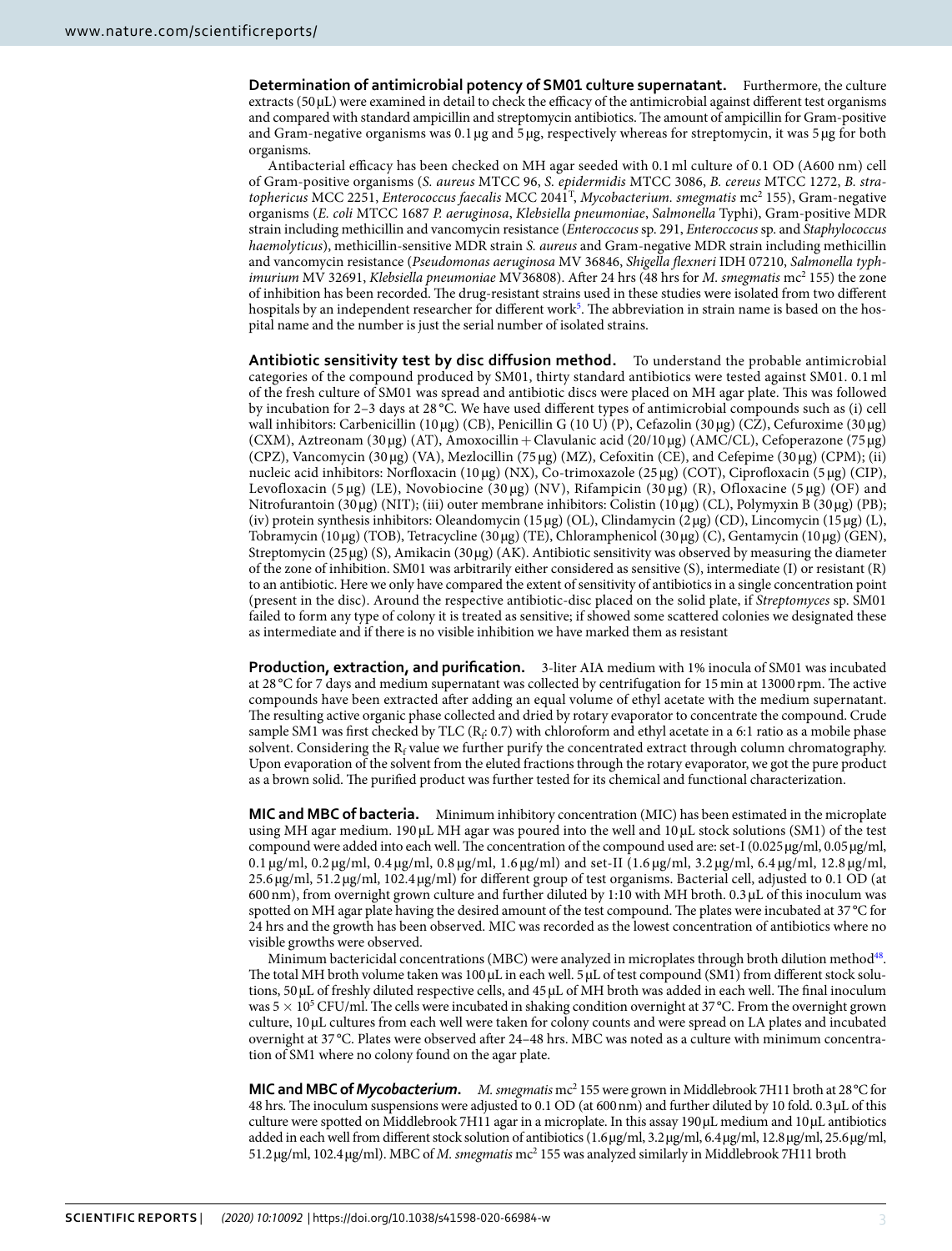**Determination of antimicrobial potency of SM01 culture supernatant.** Furthermore, the culture extracts (50 μL) were examined in detail to check the efficacy of the antimicrobial against different test organisms and compared with standard ampicillin and streptomycin antibiotics. The amount of ampicillin for Gram-positive and Gram-negative organisms was 0.1 μg and 5 μg, respectively whereas for streptomycin, it was 5 μg for both organisms.

Antibacterial efficacy has been checked on MH agar seeded with 0.1 ml culture of 0.1 OD (A600 nm) cell of Gram-positive organisms (*S. aureus* MTCC 96, *S. epidermidis* MTCC 3086, *B. cereus* MTCC 1272, *B. stratophericus* MCC 2251, *Enterococcus faecalis* MCC $2041^T$, *Mycobacterium. smegmatis* $mc^2$ 155), Gram-negative organisms (*E. coli* MTCC 1687 *P. aeruginosa*, *Klebsiella pneumoniae*, *Salmonella* Typhi), Gram-positive MDR strain including methicillin and vancomycin resistance (*Enteroccocus* sp. 291, *Enteroccocus* sp. and *Staphylococcus haemolyticus*), methicillin-sensitive MDR strain *S. aureus* and Gram-negative MDR strain including methicillin and vancomycin resistance (*Pseudomonas aeruginosa* MV 36846, *Shigella flexneri* IDH 07210, *Salmonella typhimurium* MV 32691, *Klebsiella pneumoniae* MV36808). After 24 hrs (48 hrs for *M. smegmatis* $mc^2$ 155) the zone of inhibition has been recorded. The drug-resistant strains used in these studies were isolated from two different hospitals by an independent researcher for different work[5]. The abbreviation in strain name is based on the hospital name and the number is just the serial number of isolated strains.

**Antibiotic sensitivity test by disc diffusion method.** To understand the probable antimicrobial categories of the compound produced by SM01, thirty standard antibiotics were tested against SM01. 0.1 ml of the fresh culture of SM01 was spread and antibiotic discs were placed on MH agar plate. This was followed by incubation for 2–3 days at 28 °C. We have used different types of antimicrobial compounds such as (i) cell wall inhibitors: Carbenicillin (10 μg) (CB), Penicillin G (10 U) (P), Cefazolin (30 μg) (CZ), Cefuroxime (30 μg) (CXM), Aztreonam (30 μg) (AT), Amoxocillin + Clavulanic acid (20/10 μg) (AMC/CL), Cefoperazone (75 μg) (CPZ), Vancomycin (30 μg) (VA), Mezlocillin (75 μg) (MZ), Cefoxitin (CE), and Cefepime (30 μg) (CPM); (ii) nucleic acid inhibitors: Norfloxacin (10 μg) (NX), Co-trimoxazole (25 μg) (COT), Ciprofloxacin (5 μg) (CIP), Levofloxacin (5 μg) (LE), Novobiocine (30 μg) (NV), Rifampicin (30 μg) (R), Ofloxacine (5 μg) (OF) and Nitrofurantoin (30 μg) (NIT); (iii) outer membrane inhibitors: Colistin (10 μg) (CL), Polymyxin B (30 μg) (PB); (iv) protein synthesis inhibitors: Oleandomycin (15 μg) (OL), Clindamycin (2 μg) (CD), Lincomycin (15 μg) (L), Tobramycin (10 μg) (TOB), Tetracycline (30 μg) (TE), Chloramphenicol (30 μg) (C), Gentamycin (10 μg) (GEN), Streptomycin (25 μg) (S), Amikacin (30 μg) (AK). Antibiotic sensitivity was observed by measuring the diameter of the zone of inhibition. SM01 was arbitrarily either considered as sensitive (S), intermediate (I) or resistant (R) to an antibiotic. Here we only have compared the extent of sensitivity of antibiotics in a single concentration point (present in the disc). Around the respective antibiotic-disc placed on the solid plate, if *Streptomyces* sp. SM01 failed to form any type of colony it is treated as sensitive; if showed some scattered colonies we designated these as intermediate and if there is no visible inhibition we have marked them as resistant

**Production, extraction, and purification.** 3-liter AIA medium with 1% inocula of SM01 was incubated at 28 °C for 7 days and medium supernatant was collected by centrifugation for 15 min at 13000 rpm. The active compounds have been extracted after adding an equal volume of ethyl acetate with the medium supernatant. The resulting active organic phase collected and dried by rotary evaporator to concentrate the compound. Crude sample SM1 was first checked by TLC ($R_f$: 0.7) with chloroform and ethyl acetate in a 6:1 ratio as a mobile phase solvent. Considering the $R_f$ value we further purify the concentrated extract through column chromatography. Upon evaporation of the solvent from the eluted fractions through the rotary evaporator, we got the pure product as a brown solid. The purified product was further tested for its chemical and functional characterization.

**MIC and MBC of bacteria.** Minimum inhibitory concentration (MIC) has been estimated in the microplate using MH agar medium. 190 μL MH agar was poured into the well and 10 μL stock solutions (SM1) of the test compound were added into each well. The concentration of the compound used are: set-I (0.025 μg/ml, 0.05 μg/ml, 0.1 μg/ml, 0.2 μg/ml, 0.4 μg/ml, 0.8 μg/ml, 1.6 μg/ml) and set-II (1.6 μg/ml, 3.2 μg/ml, 6.4 μg/ml, 12.8 μg/ml, 25.6 μg/ml, 51.2 μg/ml, 102.4 μg/ml) for different group of test organisms. Bacterial cell, adjusted to 0.1 OD (at 600 nm) from overnight grown culture and further diluted by 1:10 with MH broth. 0.3 μL of this inoculum was spotted on MH agar plate having the desired amount of the test compound. The plates were incubated at 37 °C for 24 hrs and the growth has been observed. MIC was recorded as the lowest concentration of antibiotics where no visible growths were observed.

Minimum bactericidal concentrations (MBC) were analyzed in microplates through broth dilution method[48]. The total MH broth volume taken was 100 μL in each well. 5 μL of test compound (SM1) from different stock solutions, 50 μL of freshly diluted respective cells, and 45 μL of MH broth was added in each well. The final inoculum was $5 \times 10^5$ CFU/ml. The cells were incubated in shaking condition overnight at 37 °C. From the overnight grown culture, 10 μL cultures from each well were taken for colony counts and were spread on LA plates and incubated overnight at 37 °C. Plates were observed after 24–48 hrs. MBC was noted as a culture with minimum concentration of SM1 where no colony found on the agar plate.

**MIC and MBC of *Mycobacterium*.** *M. smegmatis* $mc^2$ 155 were grown in Middlebrook 7H11 broth at 28 °C for 48 hrs. The inoculum suspensions were adjusted to 0.1 OD (at 600 nm) and further diluted by 10 fold. 0.3 μL of this culture were spotted on Middlebrook 7H11 agar in a microplate. In this assay 190 μL medium and 10 μL antibiotics added in each well from different stock solution of antibiotics (1.6 μg/ml, 3.2 μg/ml, 6.4 μg/ml, 12.8 μg/ml, 25.6 μg/ml, 51.2 μg/ml, 102.4 μg/ml). MBC of *M. smegmatis* $mc^2$ 155 was analyzed similarly in Middlebrook 7H11 broth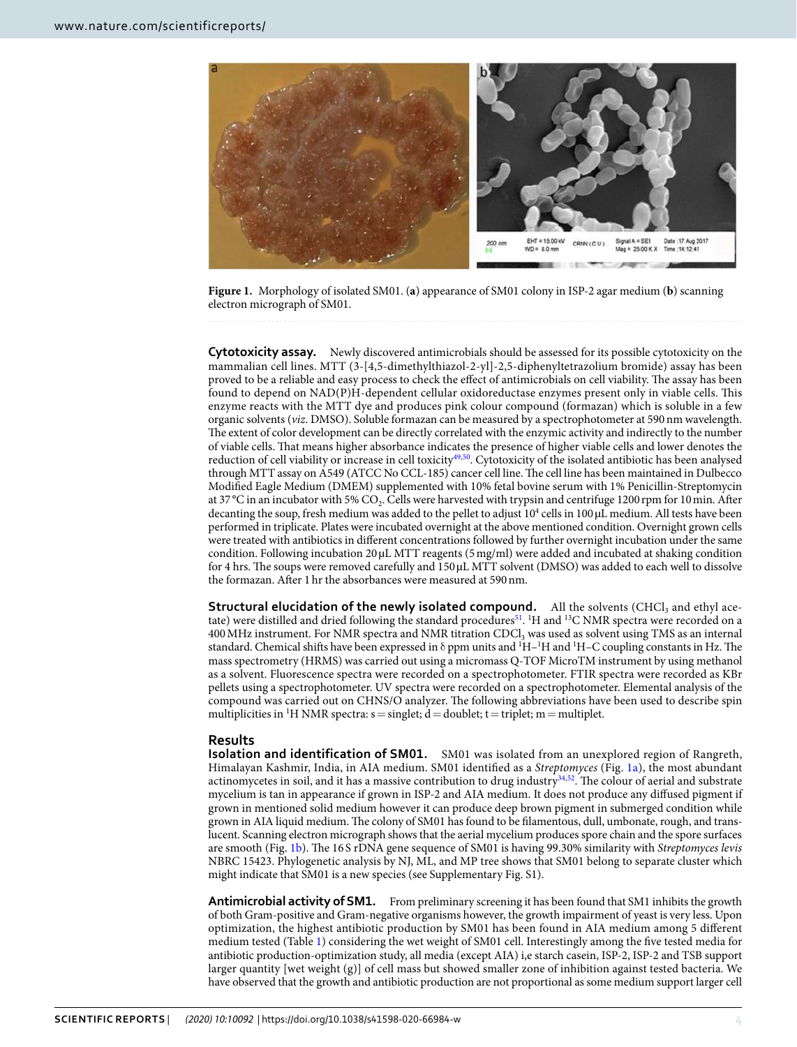Figure 1. Morphology of isolated SM01. (**a**) appearance of SM01 colony in ISP-2 agar medium (**b**) scanning electron micrograph of SM01.

**Cytotoxicity assay.** Newly discovered antimicrobials should be assessed for its possible cytotoxicity on the mammalian cell lines. MTT (3-[4,5-dimethylthiazol-2-yl]-2,5-diphenyltetrazolium bromide) assay has been proved to be a reliable and easy process to check the effect of antimicrobials on cell viability. The assay has been found to depend on NAD(P)H-dependent cellular oxidoreductase enzymes present only in viable cells. This enzyme reacts with the MTT dye and produces pink colour compound (formazan) which is soluble in a few organic solvents (*viz.* DMSO). Soluble formazan can be measured by a spectrophotometer at 590 nm wavelength. The extent of color development can be directly correlated with the enzymic activity and indirectly to the number of viable cells. That means higher absorbance indicates the presence of higher viable cells and lower denotes the reduction of cell viability or increase in cell toxicity[49,50]. Cytotoxicity of the isolated antibiotic has been analysed through MTT assay on A549 (ATCC No CCL-185) cancer cell line. The cell line has been maintained in Dulbecco Modified Eagle Medium (DMEM) supplemented with 10% fetal bovine serum with 1% Penicillin-Streptomycin at 37 °C in an incubator with 5% $CO_2$. Cells were harvested with trypsin and centrifuge 1200 rpm for 10 min. After decanting the soup, fresh medium was added to the pellet to adjust $10^4$ cells in 100 µL medium. All tests have been performed in triplicate. Plates were incubated overnight at the above mentioned condition. Overnight grown cells were treated with antibiotics in different concentrations followed by further overnight incubation under the same condition. Following incubation 20 µL MTT reagents (5 mg/ml) were added and incubated at shaking condition for 4 hrs. The soups were removed carefully and 150 µL MTT solvent (DMSO) was added to each well to dissolve the formazan. After 1 hr the absorbances were measured at 590 nm.

**Structural elucidation of the newly isolated compound.** All the solvents ($CHCl_3$ and ethyl acetate) were distilled and dried following the standard procedures[51]. $^{1}H$ and $^{13}C$ NMR spectra were recorded on a 400 MHz instrument. For NMR spectra and NMR titration $CDCl_3$ was used as solvent using TMS as an internal standard. Chemical shifts have been expressed in δ ppm units and $^{1}H$–$^{1}H$ and $^{1}H$–C coupling constants in Hz. The mass spectrometry (HRMS) was carried out using a micromass Q-TOF MicroTM instrument by using methanol as a solvent. Fluorescence spectra were recorded on a spectrophotometer. FTIR spectra were recorded as KBr pellets using a spectrophotometer. UV spectra were recorded on a spectrophotometer. Elemental analysis of the compound was carried out on CHNS/O analyzer. The following abbreviations have been used to describe spin multiplicities in $^{1}H$ NMR spectra: s = singlet; d = doublet; t = triplet; m = multiplet.

## Results

**Isolation and identification of SM01.** SM01 was isolated from an unexplored region of Rangreth, Himalayan Kashmir, India, in AIA medium. SM01 identified as a *Streptomyces* (Fig. 1a), the most abundant actinomycetes in soil, and it has a massive contribution to drug industry[34,52]. The colour of aerial and substrate mycelium is tan in appearance if grown in ISP-2 and AIA medium. It does not produce any diffused pigment if grown in mentioned solid medium however it can produce deep brown pigment in submerged condition while grown in AIA liquid medium. The colony of SM01 has found to be filamentous, dull, umbonate, rough, and translucent. Scanning electron micrograph shows that the aerial mycelium produces spore chain and the spore surfaces are smooth (Fig. 1b). The 16 S rDNA gene sequence of SM01 is having 99.30% similarity with *Streptomyces levis* NBRC 15423. Phylogenetic analysis by NJ, ML, and MP tree shows that SM01 belong to separate cluster which might indicate that SM01 is a new species (see Supplementary Fig. S1).

**Antimicrobial activity of SM1.** From preliminary screening it has been found that SM1 inhibits the growth of both Gram-positive and Gram-negative organisms however, the growth impairment of yeast is very less. Upon optimization, the highest antibiotic production by SM01 has been found in AIA medium among 5 different medium tested (Table 1) considering the wet weight of SM01 cell. Interestingly among the five tested media for antibiotic production-optimization study, all media (except AIA) i,e starch casein, ISP-2, ISP-2 and TSB support larger quantity [wet weight (g)] of cell mass but showed smaller zone of inhibition against tested bacteria. We have observed that the growth and antibiotic production are not proportional as some medium support larger cell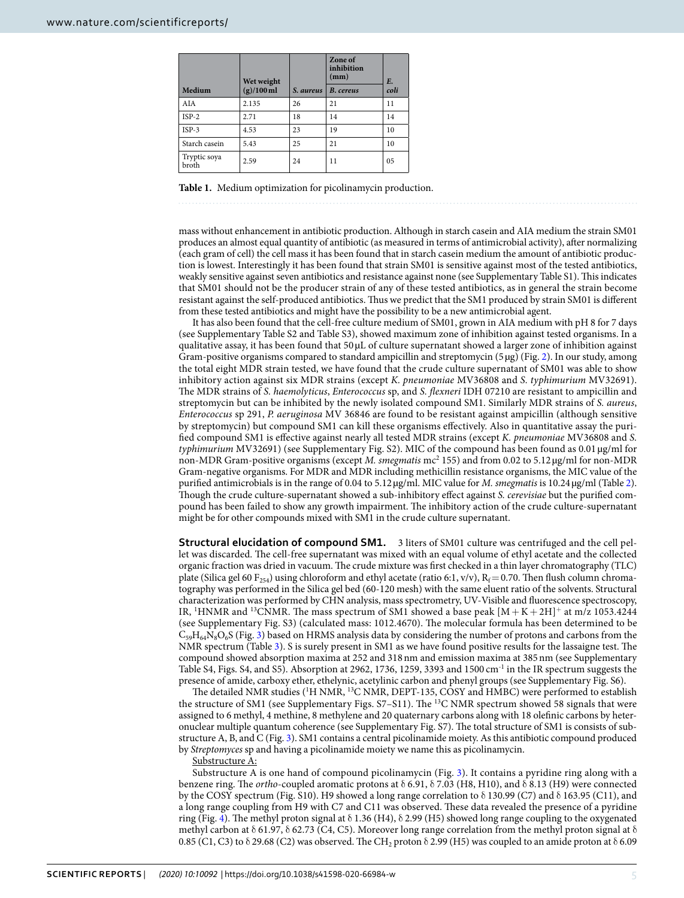| Medium | Wet weight (g)/100 ml | Zone of inhibition (mm) | | |
|---|---|---|---|---|
| | | *S. aureus* | *B. cereus* | *E. coli* |
| AIA | 2.135 | 26 | 21 | 11 |
| ISP-2 | 2.71 | 18 | 14 | 14 |
| ISP-3 | 4.53 | 23 | 19 | 10 |
| Starch casein | 5.43 | 25 | 21 | 10 |
| Tryptic soya broth | 2.59 | 24 | 11 | 05 |

**Table 1.** Medium optimization for picolinamycin production.

mass without enhancement in antibiotic production. Although in starch casein and AIA medium the strain SM01 produces an almost equal quantity of antibiotic (as measured in terms of antimicrobial activity), after normalizing (each gram of cell) the cell mass it has been found that in starch casein medium the amount of antibiotic production is lowest. Interestingly it has been found that strain SM01 is sensitive against most of the tested antibiotics, weakly sensitive against seven antibiotics and resistance against none (see Supplementary Table S1). This indicates that SM01 should not be the producer strain of any of these tested antibiotics, as in general the strain become resistant against the self-produced antibiotics. Thus we predict that the SM1 produced by strain SM01 is different from these tested antibiotics and might have the possibility to be a new antimicrobial agent.

It has also been found that the cell-free culture medium of SM01, grown in AIA medium with pH 8 for 7 days (see Supplementary Table S2 and Table S3), showed maximum zone of inhibition against tested organisms. In a qualitative assay, it has been found that 50 µL of culture supernatant showed a larger zone of inhibition against Gram-positive organisms compared to standard ampicillin and streptomycin (5 µg) (Fig. 2). In our study, among the total eight MDR strain tested, we have found that the crude culture supernatant of SM01 was able to show inhibitory action against six MDR strains (except *K. pneumoniae* MV36808 and *S. typhimurium* MV32691). The MDR strains of *S. haemolyticus*, *Enterococcus* sp, and *S. flexneri* IDH 07210 are resistant to ampicillin and streptomycin but can be inhibited by the newly isolated compound SM1. Similarly MDR strains of *S. aureus*, *Enterococcus* sp 291, *P. aeruginosa* MV 36846 are found to be resistant against ampicillin (although sensitive by streptomycin) but compound SM1 can kill these organisms effectively. Also in quantitative assay the purified compound SM1 is effective against nearly all tested MDR strains (except *K. pneumoniae* MV36808 and *S. typhimurium* MV32691) (see Supplementary Fig. S2). MIC of the compound has been found as 0.01 µg/ml for non-MDR Gram-positive organisms (except *M. smegmatis* mc$^2$ 155) and from 0.02 to 5.12 µg/ml for non-MDR Gram-negative organisms. For MDR and MDR including methicillin resistance organisms, the MIC value of the purified antimicrobials is in the range of 0.04 to 5.12 µg/ml. MIC value for *M. smegmatis* is 10.24 µg/ml (Table 2). Though the crude culture-supernatant showed a sub-inhibitory effect against *S. cerevisiae* but the purified compound has been failed to show any growth impairment. The inhibitory action of the crude culture-supernatant might be for other compounds mixed with SM1 in the crude culture supernatant.

**Structural elucidation of compound SM1.** 3 liters of SM01 culture was centrifuged and the cell pellet was discarded. The cell-free supernatant was mixed with an equal volume of ethyl acetate and the collected organic fraction was dried in vacuum. The crude mixture was first checked in a thin layer chromatography (TLC) plate (Silica gel 60 $F_{254}$) using chloroform and ethyl acetate (ratio 6:1, v/v), $R_f = 0.70$. Then flush column chromatography was performed in the Silica gel bed (60-120 mesh) with the same eluent ratio of the solvents. Structural characterization was performed by CHN analysis, mass spectrometry, UV-Visible and fluorescence spectroscopy, IR, $^1$HNMR and $^{13}$CNMR. The mass spectrum of SM1 showed a base peak $[M + K + 2H]^+$ at m/z 1053.4244 (see Supplementary Fig. S3) (calculated mass: 1012.4670). The molecular formula has been determined to be $C_{59}H_{64}N_8O_6S$ (Fig. 3) based on HRMS analysis data by considering the number of protons and carbons from the NMR spectrum (Table 3). S is surely present in SM1 as we have found positive results for the lassaigne test. The compound showed absorption maxima at 252 and 318 nm and emission maxima at 385 nm (see Supplementary Table S4, Figs. S4, and S5). Absorption at 2962, 1736, 1259, 3393 and 1500 cm$^{-1}$ in the IR spectrum suggests the presence of amide, carboxy ether, ethelynic, acetylinic carbon and phenyl groups (see Supplementary Fig. S6).

The detailed NMR studies ($^1$H NMR, $^{13}$C NMR, DEPT-135, COSY and HMBC) were performed to establish the structure of SM1 (see Supplementary Figs. S7–S11). The $^{13}$C NMR spectrum showed 58 signals that were assigned to 6 methyl, 4 methine, 8 methylene and 20 quaternary carbons along with 18 olefinic carbons by heteronuclear multiple quantum coherence (see Supplementary Fig. S7). The total structure of SM1 is consists of substructure A, B, and C (Fig. 3). SM1 contains a central picolinamide moiety. As this antibiotic compound produced by *Streptomyces* sp and having a picolinamide moiety we name this as picolinamycin.

Substructure A:

Substructure A is one hand of compound picolinamycin (Fig. 3). It contains a pyridine ring along with a benzene ring. The *ortho*-coupled aromatic protons at δ 6.91, δ 7.03 (H8, H10), and δ 8.13 (H9) were connected by the COSY spectrum (Fig. S10). H9 showed a long range correlation to δ 130.99 (C7) and δ 163.95 (C11), and a long range coupling from H9 with C7 and C11 was observed. These data revealed the presence of a pyridine ring (Fig. 4). The methyl proton signal at δ 1.36 (H4), δ 2.99 (H5) showed long range coupling to the oxygenated methyl carbon at δ 61.97, δ 62.73 (C4, C5). Moreover long range correlation from the methyl proton signal at δ 0.85 (C1, C3) to δ 29.68 (C2) was observed. The $CH_2$ proton δ 2.99 (H5) was coupled to an amide proton at δ 6.09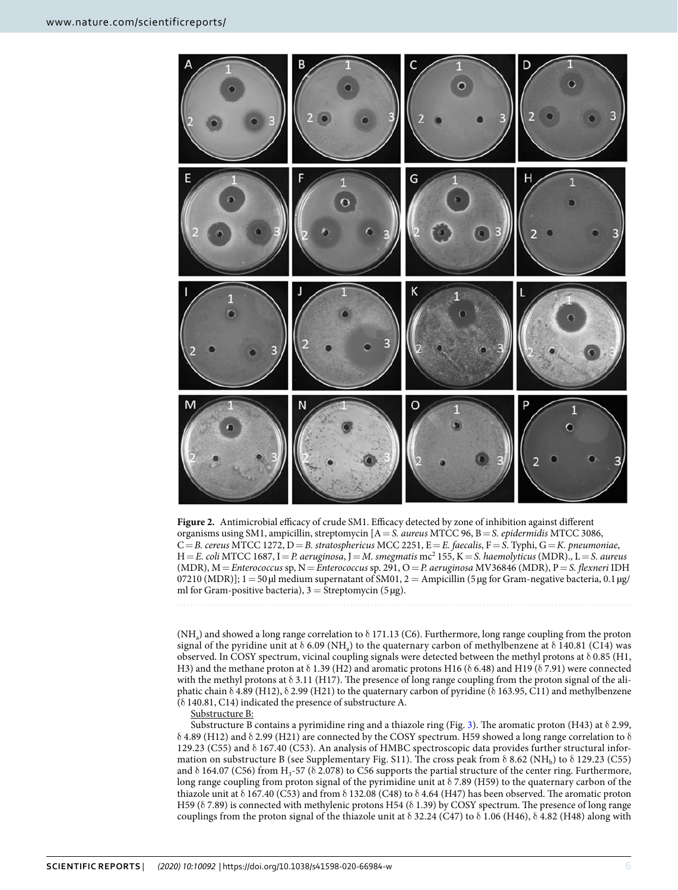**Figure 2.** Antimicrobial efficacy of crude SM1. Efficacy detected by zone of inhibition against different organisms using SM1, ampicillin, streptomycin [A = *S. aureus* MTCC 96, B = *S. epidermidis* MTCC 3086, C = *B. cereus* MTCC 1272, D = *B. stratosphericus* MCC 2251, E = *E. faecalis*, F = *S.* Typhi, G = *K. pneumoniae*, H = *E. coli* MTCC 1687, I = *P. aeruginosa*, J = *M. smegmatis* mc$^2$ 155, K = *S. haemolyticus* (MDR)., L = *S. aureus* (MDR), M = *Enterococcus* sp, N = *Enterococcus* sp. 291, O = *P. aeruginosa* MV36846 (MDR), P = *S. flexneri* IDH 07210 (MDR)]; 1 = 50 µl medium supernatant of SM01, 2 = Ampicillin (5 µg for Gram-negative bacteria, 0.1 µg/ml for Gram-positive bacteria), 3 = Streptomycin (5 µg).

($NH_a$) and showed a long range correlation to δ 171.13 (C6). Furthermore, long range coupling from the proton signal of the pyridine unit at δ 6.09 ($NH_a$) to the quaternary carbon of methylbenzene at δ 140.81 (C14) was observed. In COSY spectrum, vicinal coupling signals were detected between the methyl protons at δ 0.85 (H1, H3) and the methane proton at δ 1.39 (H2) and aromatic protons H16 (δ 6.48) and H19 (δ 7.91) were connected with the methyl protons at δ 3.11 (H17). The presence of long range coupling from the proton signal of the aliphatic chain δ 4.89 (H12), δ 2.99 (H21) to the quaternary carbon of pyridine (δ 163.95, C11) and methylbenzene (δ 140.81, C14) indicated the presence of substructure A.

Substructure B:

Substructure B contains a pyrimidine ring and a thiazole ring (Fig. 3). The aromatic proton (H43) at δ 2.99, δ 4.89 (H12) and δ 2.99 (H21) are connected by the COSY spectrum. H59 showed a long range correlation to δ 129.23 (C55) and δ 167.40 (C53). An analysis of HMBC spectroscopic data provides further structural information on substructure B (see Supplementary Fig. S11). The cross peak from δ 8.62 ($NH_b$) to δ 129.23 (C55) and δ 164.07 (C56) from $H_3$-57 (δ 2.078) to C56 supports the partial structure of the center ring. Furthermore, long range coupling from proton signal of the pyrimidine unit at δ 7.89 (H59) to the quaternary carbon of the thiazole unit at δ 167.40 (C53) and from δ 132.08 (C48) to δ 4.64 (H47) has been observed. The aromatic proton H59 (δ 7.89) is connected with methylenic protons H54 (δ 1.39) by COSY spectrum. The presence of long range couplings from the proton signal of the thiazole unit at δ 32.24 (C47) to δ 1.06 (H46), δ 4.82 (H48) along with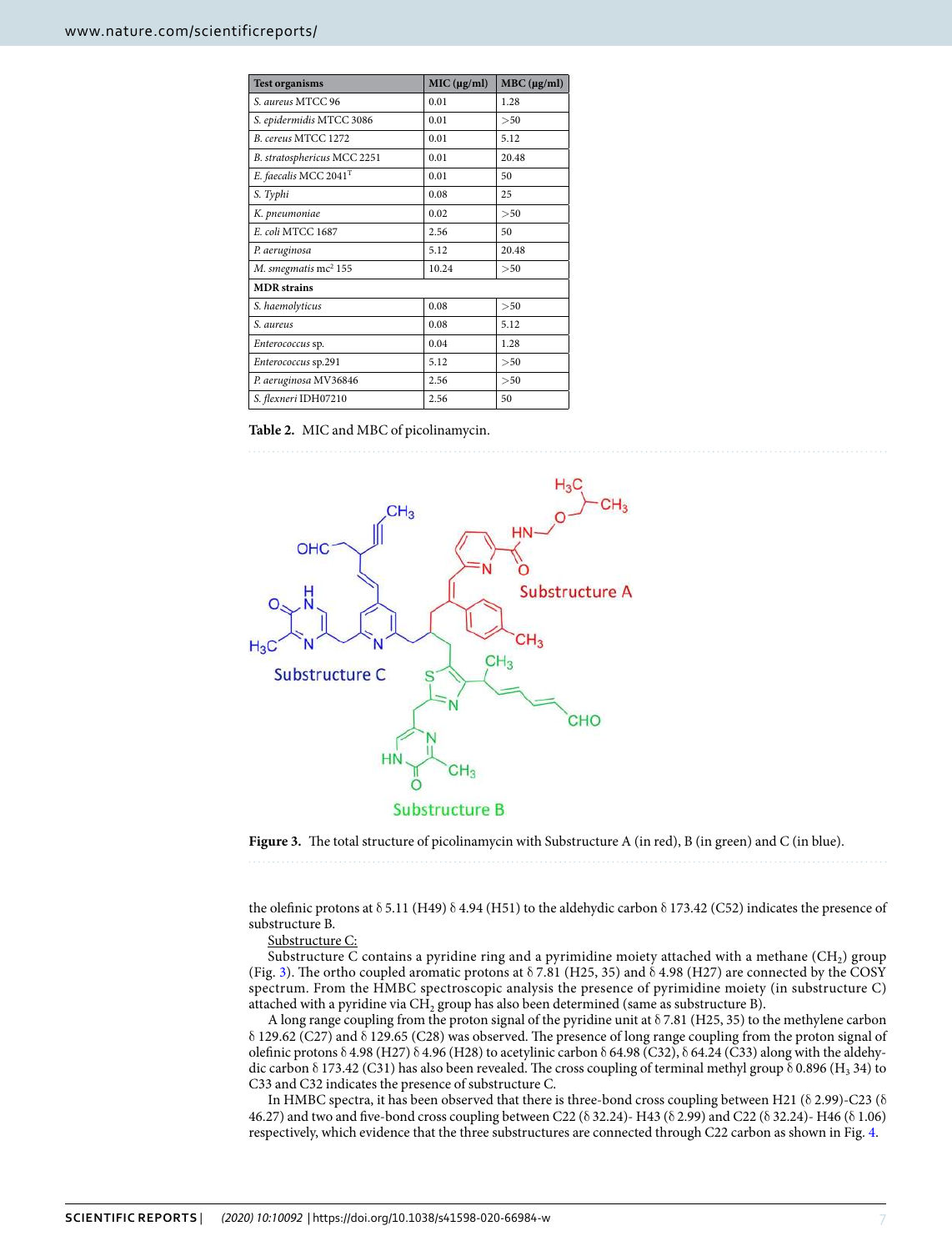| Test organisms | MIC (µg/ml) | MBC (µg/ml) |
|---|---|---|
| *S. aureus* MTCC 96 | 0.01 | 1.28 |
| *S. epidermidis* MTCC 3086 | 0.01 | >50 |
| *B. cereus* MTCC 1272 | 0.01 | 5.12 |
| *B. stratosphericus* MCC 2251 | 0.01 | 20.48 |
| *E. faecalis* MCC 2041[T] | 0.01 | 50 |
| *S. Typhi* | 0.08 | 25 |
| *K. pneumoniae* | 0.02 | >50 |
| *E. coli* MTCC 1687 | 2.56 | 50 |
| *P. aeruginosa* | 5.12 | 20.48 |
| *M. smegmatis* mc[2] 155 | 10.24 | >50 |
| **MDR strains** | | |
| *S. haemolyticus* | 0.08 | >50 |
| *S. aureus* | 0.08 | 5.12 |
| *Enterococcus* sp. | 0.04 | 1.28 |
| *Enterococcus* sp.291 | 5.12 | >50 |
| *P. aeruginosa* MV36846 | 2.56 | >50 |
| *S. flexneri* IDH07210 | 2.56 | 50 |

**Table 2.** MIC and MBC of picolinamycin.

**Figure 3.** The total structure of picolinamycin with Substructure A (in red), B (in green) and C (in blue).

the olefinic protons at δ 5.11 (H49) δ 4.94 (H51) to the aldehydic carbon δ 173.42 (C52) indicates the presence of substructure B.

Substructure C:

Substructure C contains a pyridine ring and a pyrimidine moiety attached with a methane ($CH_2$) group (Fig. 3). The ortho coupled aromatic protons at δ 7.81 (H25, 35) and δ 4.98 (H27) are connected by the COSY spectrum. From the HMBC spectroscopic analysis the presence of pyrimidine moiety (in substructure C) attached with a pyridine via $CH_2$ group has also been determined (same as substructure B).

A long range coupling from the proton signal of the pyridine unit at δ 7.81 (H25, 35) to the methylene carbon δ 129.62 (C27) and δ 129.65 (C28) was observed. The presence of long range coupling from the proton signal of olefinic protons δ 4.98 (H27) δ 4.96 (H28) to acetylinic carbon δ 64.98 (C32), δ 64.24 (C33) along with the aldehydic carbon δ 173.42 (C31) has also been revealed. The cross coupling of terminal methyl group δ 0.896 ($H_3$ 34) to C33 and C32 indicates the presence of substructure C.

In HMBC spectra, it has been observed that there is three-bond cross coupling between H21 (δ 2.99)-C23 (δ 46.27) and two and five-bond cross coupling between C22 (δ 32.24)- H43 (δ 2.99) and C22 (δ 32.24)- H46 (δ 1.06) respectively, which evidence that the three substructures are connected through C22 carbon as shown in Fig. 4.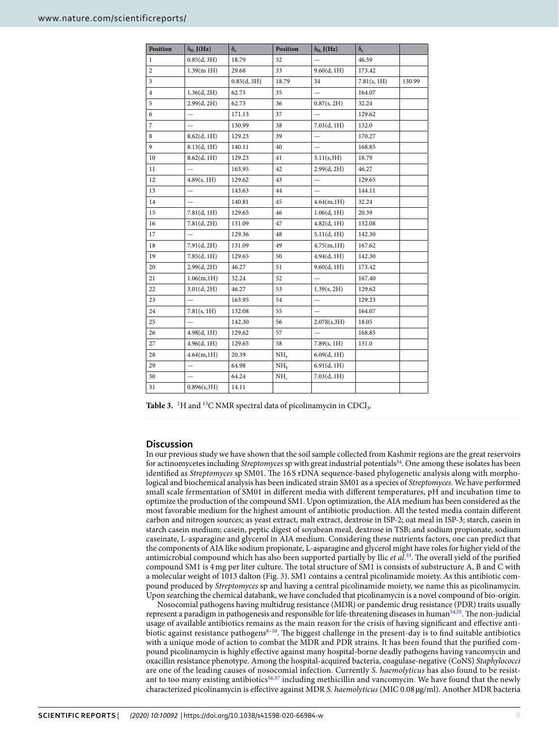| Position | $\delta_{H,}$ J(Hz) | $\delta_c$ | Position | $\delta_{H,}$ J(Hz) | $\delta_c$ | |
|---|---|---|---|---|---|---|
| 1 | 0.85(d, 3H) | 18.79 | 32 | — | 46.59 | |
| 2 | 1.39(m 1H) | 29.68 | 33 | 9.60(d, 1H) | 173.42 | |
| 3 | | 0.85(d, 3H) | 18.79 | 34 | 7.81(s, 1H) | 130.99 |
| 4 | 1.36(d, 2H) | 62.73 | 35 | — | 164.07 | |
| 5 | 2.99(d, 2H) | 62.73 | 36 | 0.87(s, 2H) | 32.24 | |
| 6 | — | 171.13 | 37 | — | 129.62 | |
| 7 | — | 130.99 | 38 | 7.03(d, 1H) | 132.0 | |
| 8 | 8.62(d, 1H) | 129.23 | 39 | — | 170.27 | |
| 9 | 8.13(d, 1H) | 140.11 | 40 | — | 168.85 | |
| 10 | 8.62(d, 1H) | 129.23 | 41 | 3.11(s,3H) | 18.79 | |
| 11 | — | 163.95 | 42 | 2.99(d, 2H) | 46.27 | |
| 12 | 4.89(s, 1H) | 129.62 | 43 | — | 129.65 | |
| 13 | — | 143.63 | 44 | — | 144.11 | |
| 14 | — | 140.81 | 45 | 4.64(m,1H) | 32.24 | |
| 15 | 7.81(d, 1H) | 129.65 | 46 | 1.06(d, 1H) | 20.39 | |
| 16 | 7.81(d, 2H) | 131.09 | 47 | 4.82(d, 1H) | 132.08 | |
| 17 | — | 129.36 | 48 | 5.11(d, 1H) | 142.30 | |
| 18 | 7.91(d, 2H) | 131.09 | 49 | 4.75(m,1H) | 167.62 | |
| 19 | 7.85(d, 1H) | 129.65 | 50 | 4.94(d, 1H) | 142.30 | |
| 20 | 2.99(d, 2H) | 46.27 | 51 | 9.60(d, 1H) | 173.42 | |
| 21 | 1.06(m,1H) | 32.24 | 52 | — | 167.40 | |
| 22 | 3.01(d, 2H) | 46.27 | 53 | 1.39(s, 2H) | 129.62 | |
| 23 | — | 163.95 | 54 | — | 129.23 | |
| 24 | 7.81(s, 1H) | 132.08 | 55 | — | 164.07 | |
| 25 | — | 142.30 | 56 | 2.078(s,3H) | 18.05 | |
| 26 | 4.98(d, 1H) | 129.62 | 57 | — | 168.85 | |
| 27 | 4.96(d, 1H) | 129.65 | 58 | 7.89(s, 1H) | 131.0 | |
| 28 | 4.64(m,1H) | 20.39 | $NH_a$ | 6.09(d, 1H) | | |
| 29 | — | 64.98 | $NH_b$ | 6.91(d, 1H) | | |
| 30 | — | 64.24 | $NH_c$ | 7.03(d, 1H) | | |
| 31 | 0.896(s,3H) | 14.11 | | | | |

**Table 3.** $^1$H and $^{13}$C NMR spectral data of picolinamycin in $CDCl_3$.

## Discussion

In our previous study we have shown that the soil sample collected from Kashmir regions are the great reservoirs for actinomycetes including *Streptomyces* sp with great industrial potentials[34]. One among these isolates has been identified as *Streptomyces* sp SM01. The 16 S rDNA sequence-based phylogenetic analysis along with morphological and biochemical analysis has been indicated strain SM01 as a species of *Streptomyces*. We have performed small scale fermentation of SM01 in different media with different temperatures, pH and incubation time to optimize the production of the compound SM1. Upon optimization, the AIA medium has been considered as the most favorable medium for the highest amount of antibiotic production. All the tested media contain different carbon and nitrogen sources; as yeast extract, malt extract, dextrose in ISP-2; oat meal in ISP-3; starch, casein in starch casein medium; casein, peptic digest of soyabean meal, dextrose in TSB; and sodium propionate, sodium caseinate, L-asparagine and glycerol in AIA medium. Considering these nutrients factors, one can predict that the components of AIA like sodium propionate, L-asparagine and glycerol might have roles for higher yield of the antimicrobial compound which has also been supported partially by Ilic *et al.*[53]. The overall yield of the purified compound SM1 is 4 mg per liter culture. The total structure of SM1 is consists of substructure A, B and C with a molecular weight of 1013 dalton (Fig. 3). SM1 contains a central picolinamide moiety. As this antibiotic compound produced by *Streptomyces* sp and having a central picolinamide moiety, we name this as picolinamycin. Upon searching the chemical databank, we have concluded that picolinamycin is a novel compound of bio-origin.

Nosocomial pathogens having multidrug resistance (MDR) or pandemic drug resistance (PDR) traits usually represent a paradigm in pathogenesis and responsible for life-threatening diseases in human[54,55]. The non-judicial usage of available antibiotics remains as the main reason for the crisis of having significant and effective antibiotic against resistance pathogens[8–10]. The biggest challenge in the present-day is to find suitable antibiotics with a unique mode of action to combat the MDR and PDR strains. It has been found that the purified compound picolinamycin is highly effective against many hospital-borne deadly pathogens having vancomycin and oxacillin resistance phenotype. Among the hospital-acquired bacteria, coagulase-negative (CoNS) *Staphylococci* are one of the leading causes of nosocomial infection. Currently *S. haemolyticus* has also found to be resistant to too many existing antibiotics[56,57] including methicillin and vancomycin. We have found that the newly characterized picolinamycin is effective against MDR *S. haemolyticus* (MIC 0.08 µg/ml). Another MDR bacteria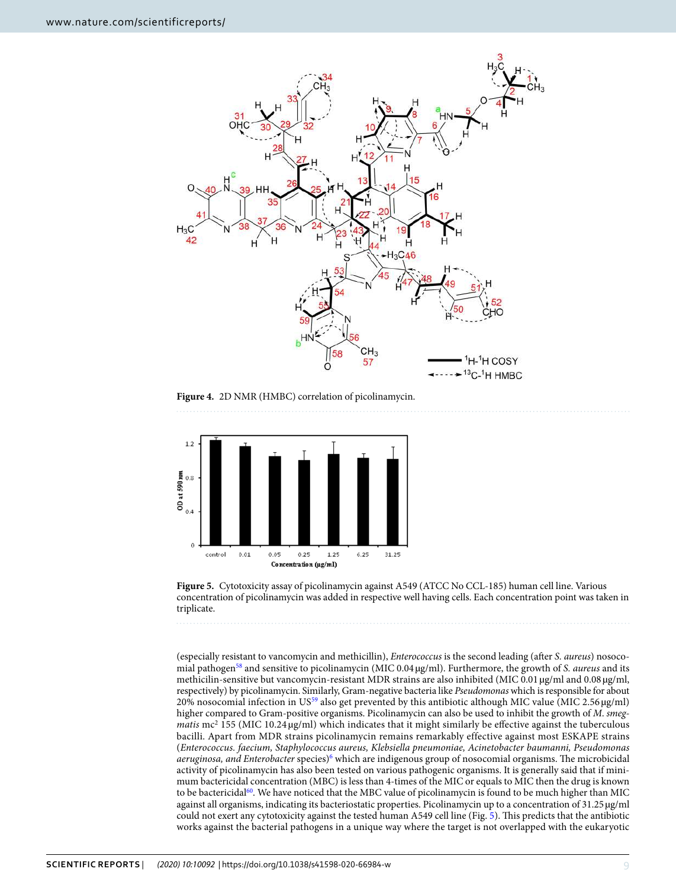**Figure 4.** 2D NMR (HMBC) correlation of picolinamycin.

**Figure 5.** Cytotoxicity assay of picolinamycin against A549 (ATCC No CCL-185) human cell line. Various concentration of picolinamycin was added in respective well having cells. Each concentration point was taken in triplicate.

(especially resistant to vancomycin and methicillin), *Enterococcus* is the second leading (after *S. aureus*) nosocomial pathogen[58] and sensitive to picolinamycin (MIC 0.04 µg/ml). Furthermore, the growth of *S. aureus* and its methicilin-sensitive but vancomycin-resistant MDR strains are also inhibited (MIC 0.01 µg/ml and 0.08 µg/ml, respectively) by picolinamycin. Similarly, Gram-negative bacteria like *Pseudomonas* which is responsible for about 20% nosocomial infection in US[59] also get prevented by this antibiotic although MIC value (MIC 2.56 µg/ml) higher compared to Gram-positive organisms. Picolinamycin can also be used to inhibit the growth of *M. smegmatis* mc[2] 155 (MIC 10.24 µg/ml) which indicates that it might similarly be effective against the tuberculous bacilli. Apart from MDR strains picolinamycin remains remarkably effective against most ESKAPE strains (*Enterococcus. faecium, Staphylococcus aureus, Klebsiella pneumoniae, Acinetobacter baumanni, Pseudomonas aeruginosa, and Enterobacter* species)[6] which are indigenous group of nosocomial organisms. The microbicidal activity of picolinamycin has also been tested on various pathogenic organisms. It is generally said that if minimum bactericidal concentration (MBC) is less than 4-times of the MIC or equals to MIC then the drug is known to be bactericidal[60]. We have noticed that the MBC value of picolinamycin is found to be much higher than MIC against all organisms, indicating its bacteriostatic properties. Picolinamycin up to a concentration of 31.25 µg/ml could not exert any cytotoxicity against the tested human A549 cell line (Fig. 5). This predicts that the antibiotic works against the bacterial pathogens in a unique way where the target is not overlapped with the eukaryotic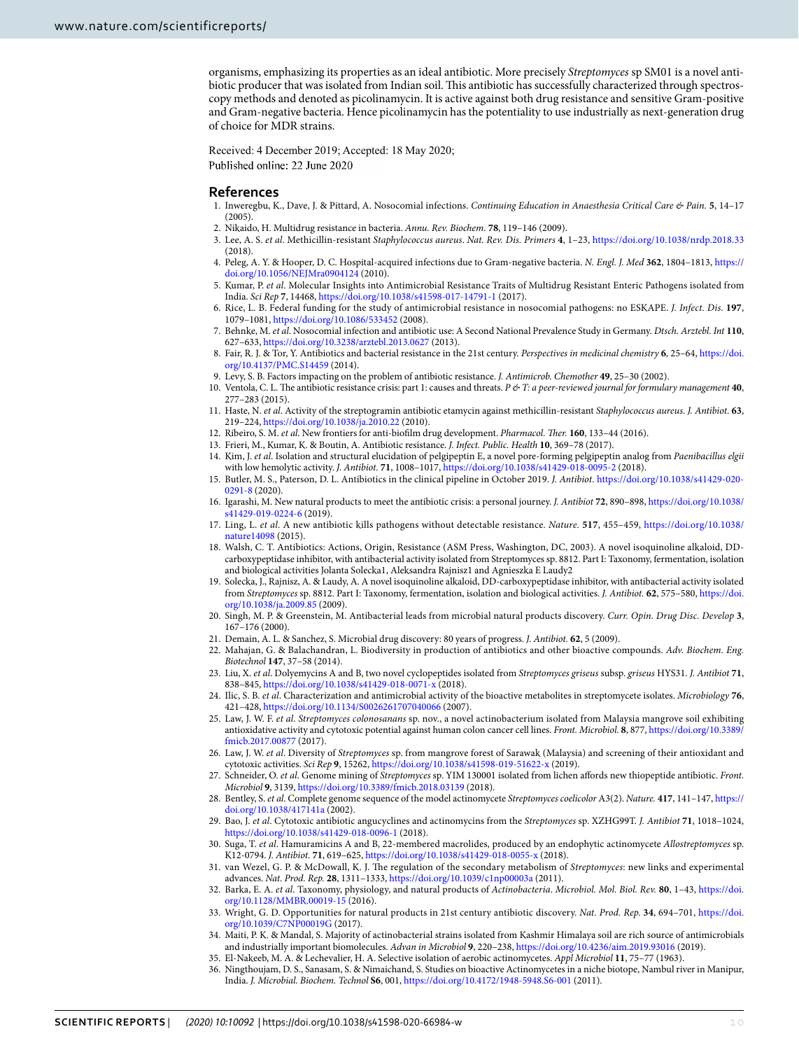organisms, emphasizing its properties as an ideal antibiotic. More precisely *Streptomyces* sp SM01 is a novel antibiotic producer that was isolated from Indian soil. This antibiotic has successfully characterized through spectroscopy methods and denoted as picolinamycin. It is active against both drug resistance and sensitive Gram-positive and Gram-negative bacteria. Hence picolinamycin has the potentiality to use industrially as next-generation drug of choice for MDR strains.

Received: 4 December 2019; Accepted: 18 May 2020;
Published online: 22 June 2020

## References

1. Inweregbu, K., Dave, J. & Pittard, A. Nosocomial infections. *Continuing Education in Anaesthesia Critical Care & Pain*. **5**, 14–17 (2005).
2. Nikaido, H. Multidrug resistance in bacteria. *Annu. Rev. Biochem.* **78**, 119–146 (2009).
3. Lee, A. S. *et al*. Methicillin-resistant *Staphylococcus aureus*. *Nat. Rev. Dis. Primers* **4**, 1–23, https://doi.org/10.1038/nrdp.2018.33 (2018).
4. Peleg, A. Y. & Hooper, D. C. Hospital-acquired infections due to Gram-negative bacteria. *N. Engl. J. Med* **362**, 1804–1813, https://doi.org/10.1056/NEJMra0904124 (2010).
5. Kumar, P. *et al*. Molecular Insights into Antimicrobial Resistance Traits of Multidrug Resistant Enteric Pathogens isolated from India. *Sci Rep* **7**, 14468, https://doi.org/10.1038/s41598-017-14791-1 (2017).
6. Rice, L. B. Federal funding for the study of antimicrobial resistance in nosocomial pathogens: no ESKAPE. *J. Infect. Dis.* **197**, 1079–1081, https://doi.org/10.1086/533452 (2008).
7. Behnke, M. *et al*. Nosocomial infection and antibiotic use: A Second National Prevalence Study in Germany. *Dtsch. Arztebl. Int* **110**, 627–633, https://doi.org/10.3238/arztebl.2013.0627 (2013).
8. Fair, R. J. & Tor, Y. Antibiotics and bacterial resistance in the 21st century. *Perspectives in medicinal chemistry* **6**, 25–64, https://doi.org/10.4137/PMC.S14459 (2014).
9. Levy, S. B. Factors impacting on the problem of antibiotic resistance. *J. Antimicrob. Chemother* **49**, 25–30 (2002).
10. Ventola, C. L. The antibiotic resistance crisis: part 1: causes and threats. *P & T: a peer-reviewed journal for formulary management* **40**, 277–283 (2015).
11. Haste, N. *et al*. Activity of the streptogramin antibiotic etamycin against methicillin-resistant *Staphylococcus aureus*. *J. Antibiot.* **63**, 219–224, https://doi.org/10.1038/ja.2010.22 (2010).
12. Ribeiro, S. M. *et al*. New frontiers for anti-biofilm drug development. *Pharmacol. Ther.* **160**, 133–44 (2016).
13. Frieri, M., Kumar, K. & Boutin, A. Antibiotic resistance. *J. Infect. Public. Health* **10**, 369–78 (2017).
14. Kim, J. *et al*. Isolation and structural elucidation of pelgipeptin E, a novel pore-forming pelgipeptin analog from *Paenibacillus elgii* with low hemolytic activity. *J. Antibiot.* **71**, 1008–1017, https://doi.org/10.1038/s41429-018-0095-2 (2018).
15. Butler, M. S., Paterson, D. L. Antibiotics in the clinical pipeline in October 2019. *J. Antibiot*. https://doi.org/10.1038/s41429-020-0291-8 (2020).
16. Igarashi, M. New natural products to meet the antibiotic crisis: a personal journey. *J. Antibiot* **72**, 890–898, https://doi.org/10.1038/s41429-019-0224-6 (2019).
17. Ling, L. *et al*. A new antibiotic kills pathogens without detectable resistance. *Nature.* **517**, 455–459, https://doi.org/10.1038/nature14098 (2015).
18. Walsh, C. T. Antibiotics: Actions, Origin, Resistance (ASM Press, Washington, DC, 2003). A novel isoquinoline alkaloid, DD-carboxypeptidase inhibitor, with antibacterial activity isolated from Streptomyces sp. 8812. Part I: Taxonomy, fermentation, isolation and biological activities Jolanta Solecka1, Aleksandra Rajnisz1 and Agnieszka E Laudy2
19. Solecka, J., Rajnisz, A. & Laudy, A. A novel isoquinoline alkaloid, DD-carboxypeptidase inhibitor, with antibacterial activity isolated from *Streptomyces* sp. 8812. Part I: Taxonomy, fermentation, isolation and biological activities. *J. Antibiot.* **62**, 575–580, https://doi.org/10.1038/ja.2009.85 (2009).
20. Singh, M. P. & Greenstein, M. Antibacterial leads from microbial natural products discovery. *Curr. Opin. Drug Disc. Develop* **3**, 167–176 (2000).
21. Demain, A. L. & Sanchez, S. Microbial drug discovery: 80 years of progress. *J. Antibiot.* **62**, 5 (2009).
22. Mahajan, G. & Balachandran, L. Biodiversity in production of antibiotics and other bioactive compounds. *Adv. Biochem. Eng. Biotechnol* **147**, 37–58 (2014).
23. Liu, X. *et al*. Dolyemycins A and B, two novel cyclopeptides isolated from *Streptomyces griseus* subsp. *griseus* HYS31. *J. Antibiot* **71**, 838–845, https://doi.org/10.1038/s41429-018-0071-x (2018).
24. Ilic, S. B. *et al*. Characterization and antimicrobial activity of the bioactive metabolites in streptomycete isolates. *Microbiology* **76**, 421–428, https://doi.org/10.1134/S0026261707040066 (2007).
25. Law, J. W. F. *et al*. *Streptomyces colonosanans* sp. nov., a novel actinobacterium isolated from Malaysia mangrove soil exhibiting antioxidative activity and cytotoxic potential against human colon cancer cell lines. *Front. Microbiol.* **8**, 877, https://doi.org/10.3389/fmicb.2017.00877 (2017).
26. Law, J. W. *et al*. Diversity of *Streptomyces* sp. from mangrove forest of Sarawak (Malaysia) and screening of their antioxidant and cytotoxic activities. *Sci Rep* **9**, 15262, https://doi.org/10.1038/s41598-019-51622-x (2019).
27. Schneider, O. *et al*. Genome mining of *Streptomyces* sp. YIM 130001 isolated from lichen affords new thiopeptide antibiotic. *Front. Microbiol* **9**, 3139, https://doi.org/10.3389/fmicb.2018.03139 (2018).
28. Bentley, S. *et al*. Complete genome sequence of the model actinomycete *Streptomyces coelicolor* A3(2). *Nature.* **417**, 141–147, https://doi.org/10.1038/417141a (2002).
29. Bao, J. *et al*. Cytotoxic antibiotic angucyclines and actinomycins from the *Streptomyces* sp. XZHG99T. *J. Antibiot* **71**, 1018–1024, https://doi.org/10.1038/s41429-018-0096-1 (2018).
30. Suga, T. *et al*. Hamuramicins A and B, 22-membered macrolides, produced by an endophytic actinomycete *Allostreptomyces* sp. K12-0794. *J. Antibiot.* **71**, 619–625, https://doi.org/10.1038/s41429-018-0055-x (2018).
31. van Wezel, G. P. & McDowall, K. J. The regulation of the secondary metabolism of *Streptomyces*: new links and experimental advances. *Nat. Prod. Rep.* **28**, 1311–1333, https://doi.org/10.1039/c1np00003a (2011).
32. Barka, E. A. *et al*. Taxonomy, physiology, and natural products of *Actinobacteria*. *Microbiol. Mol. Biol. Rev.* **80**, 1–43, https://doi.org/10.1128/MMBR.00019-15 (2016).
33. Wright, G. D. Opportunities for natural products in 21st century antibiotic discovery. *Nat. Prod. Rep.* **34**, 694–701, https://doi.org/10.1039/C7NP00019G (2017).
34. Maiti, P. K. & Mandal, S. Majority of actinobacterial strains isolated from Kashmir Himalaya soil are rich source of antimicrobials and industrially important biomolecules. *Advan in Microbiol* **9**, 220–238, https://doi.org/10.4236/aim.2019.93016 (2019).
35. El-Nakeeb, M. A. & Lechevalier, H. A. Selective isolation of aerobic actinomycetes. *Appl Microbiol* **11**, 75–77 (1963).
36. Ningthoujam, D. S., Sanasam, S. & Nimaichand, S. Studies on bioactive Actinomycetes in a niche biotope, Nambul river in Manipur, India. *J. Microbial. Biochem. Technol* **S6**, 001, https://doi.org/10.4172/1948-5948.S6-001 (2011).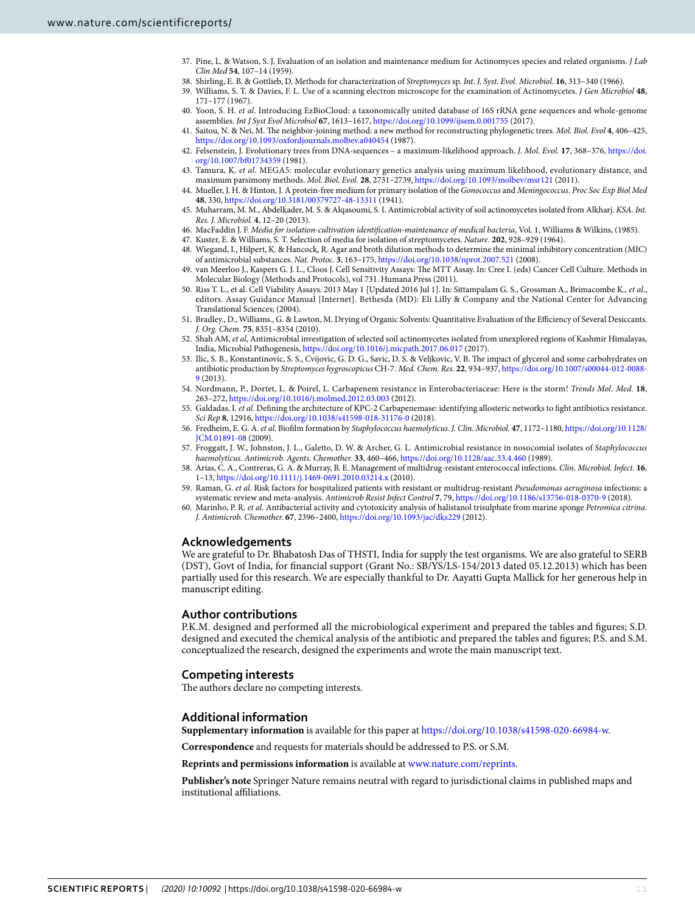37. Pine, L. & Watson, S. J. Evaluation of an isolation and maintenance medium for Actinomyces species and related organisms. *J Lab Clin Med* **54**, 107–14 (1959).
38. Shirling, E. B. & Gottlieb, D. Methods for characterization of *Streptomyces* sp. *Int. J. Syst. Evol. Microbiol.* **16**, 313–340 (1966).
39. Williams, S. T. & Davies, F. L. Use of a scanning electron microscope for the examination of Actinomycetes. *J Gen Microbiol* **48**, 171–177 (1967).
40. Yoon, S. H. *et al*. Introducing EzBioCloud: a taxonomically united database of 16S rRNA gene sequences and whole-genome assemblies. *Int J Syst Evol Microbiol* **67**, 1613–1617, https://doi.org/10.1099/ijsem.0.001755 (2017).
41. Saitou, N. & Nei, M. The neighbor-joining method: a new method for reconstructing phylogenetic trees. *Mol. Biol. Evol* **4**, 406–425, https://doi.org/10.1093/oxfordjournals.molbev.a040454 (1987).
42. Felsenstein, J. Evolutionary trees from DNA-sequences – a maximum-likelihood approach. *J. Mol. Evol.* **17**, 368–376, https://doi.org/10.1007/bf01734359 (1981).
43. Tamura, K. *et al*. MEGA5: molecular evolutionary genetics analysis using maximum likelihood, evolutionary distance, and maximum parsimony methods. *Mol. Biol. Evol.* **28**, 2731–2739, https://doi.org/10.1093/molbev/msr121 (2011).
44. Mueller, J. H. & Hinton, J. A protein-free medium for primary isolation of the *Gonococcus* and *Meningococcus*. *Proc Soc Exp Biol Med* **48**, 330, https://doi.org/10.3181/00379727-48-13311 (1941).
45. Muharram, M. M., Abdelkader, M. S. & Alqasoumi, S. I. Antimicrobial activity of soil actinomycetes isolated from Alkharj. *KSA. Int. Res. J. Microbiol.* **4**, 12–20 (2013).
46. MacFaddin J. F. *Media for isolation-cultivation identification-maintenance of medical bacteria*, Vol. 1, Williams & Wilkins, (1985).
47. Kuster, E. & Williams, S. T. Selection of media for isolation of streptomycetes. *Nature.* **202**, 928–929 (1964).
48. Wiegand, I., Hilpert, K. & Hancock, R. Agar and broth dilution methods to determine the minimal inhibitory concentration (MIC) of antimicrobial substances. *Nat. Protoc.* **3**, 163–175, https://doi.org/10.1038/nprot.2007.521 (2008).
49. van Meerloo J., Kaspers G. J. L., Cloos J. Cell Sensitivity Assays: The MTT Assay. In: Cree I. (eds) Cancer Cell Culture. Methods in Molecular Biology (Methods and Protocols), vol 731. Humana Press (2011).
50. Riss T. L., et al. Cell Viability Assays. 2013 May 1 [Updated 2016 Jul 1]. In: Sittampalam G. S., Grossman A., Brimacombe K., *et al*., editors. Assay Guidance Manual [Internet]. Bethesda (MD): Eli Lilly & Company and the National Center for Advancing Translational Sciences; (2004).
51. Bradley., D., Williams., G. & Lawton, M. Drying of Organic Solvents: Quantitative Evaluation of the Efficiency of Several Desiccants. *J. Org. Chem.* **75**, 8351–8354 (2010).
52. Shah AM, *et al*, Antimicrobial investigation of selected soil actinomycetes isolated from unexplored regions of Kashmir Himalayas, India, Microbial Pathogenesis, https://doi.org/10.1016/j.micpath.2017.06.017 (2017).
53. Ilic, S. B., Konstantinovic, S. S., Cvijovic, G. D. G., Savic, D. S. & Veljkovic, V. B. The impact of glycerol and some carbohydrates on antibiotic production by *Streptomyces hygroscopicus* CH-7. *Med. Chem. Res.* **22**, 934–937, https://doi.org/10.1007/s00044-012-0088-9 (2013).
54. Nordmann, P., Dortet, L. & Poirel, L. Carbapenem resistance in Enterobacteriaceae: Here is the storm! *Trends Mol. Med.* **18**, 263–272, https://doi.org/10.1016/j.molmed.2012.03.003 (2012).
55. Galdadas, I. *et al*. Defining the architecture of KPC-2 Carbapenemase: identifying allosteric networks to fight antibiotics resistance. *Sci Rep* **8**, 12916, https://doi.org/10.1038/s41598-018-31176-0 (2018).
56. Fredheim, E. G. A. *et al*. Biofilm formation by *Staphylococcus haemolyticus*. *J. Clin. Microbiol.* **47**, 1172–1180, https://doi.org/10.1128/JCM.01891-08 (2009).
57. Froggatt, J. W., Johnston, J. L., Galetto, D. W. & Archer, G. L. Antimicrobial resistance in nosocomial isolates of *Staphylococcus haemolyticus*. *Antimicrob. Agents. Chemother.* **33**, 460–466, https://doi.org/10.1128/aac.33.4.460 (1989).
58. Arias, C. A., Contreras, G. A. & Murray, B. E. Management of multidrug-resistant enterococcal infections. *Clin. Microbiol. Infect.* **16**, 1–13, https://doi.org/10.1111/j.1469-0691.2010.03214.x (2010).
59. Raman, G. *et al*. Risk factors for hospitalized patients with resistant or multidrug-resistant *Pseudomonas aeruginosa* infections: a systematic review and meta-analysis. *Antimicrob Resist Infect Control* **7**, 79, https://doi.org/10.1186/s13756-018-0370-9 (2018).
60. Marinho, P. R. *et al*. Antibacterial activity and cytotoxicity analysis of halistanol trisulphate from marine sponge *Petromica citrina*. *J. Antimicrob. Chemother.* **67**, 2396–2400, https://doi.org/10.1093/jac/dks229 (2012).

## Acknowledgements

We are grateful to Dr. Bhabatosh Das of THSTI, India for supply the test organisms. We are also grateful to SERB (DST), Govt of India, for financial support (Grant No.: SB/YS/LS-154/2013 dated 05.12.2013) which has been partially used for this research. We are especially thankful to Dr. Aayatti Gupta Mallick for her generous help in manuscript editing.

## Author contributions

P.K.M. designed and performed all the microbiological experiment and prepared the tables and figures; S.D. designed and executed the chemical analysis of the antibiotic and prepared the tables and figures; P.S. and S.M. conceptualized the research, designed the experiments and wrote the main manuscript text.

## Competing interests

The authors declare no competing interests.

## Additional information

**Supplementary information** is available for this paper at https://doi.org/10.1038/s41598-020-66984-w.

**Correspondence** and requests for materials should be addressed to P.S. or S.M.

**Reprints and permissions information** is available at www.nature.com/reprints.

**Publisher's note** Springer Nature remains neutral with regard to jurisdictional claims in published maps and institutional affiliations.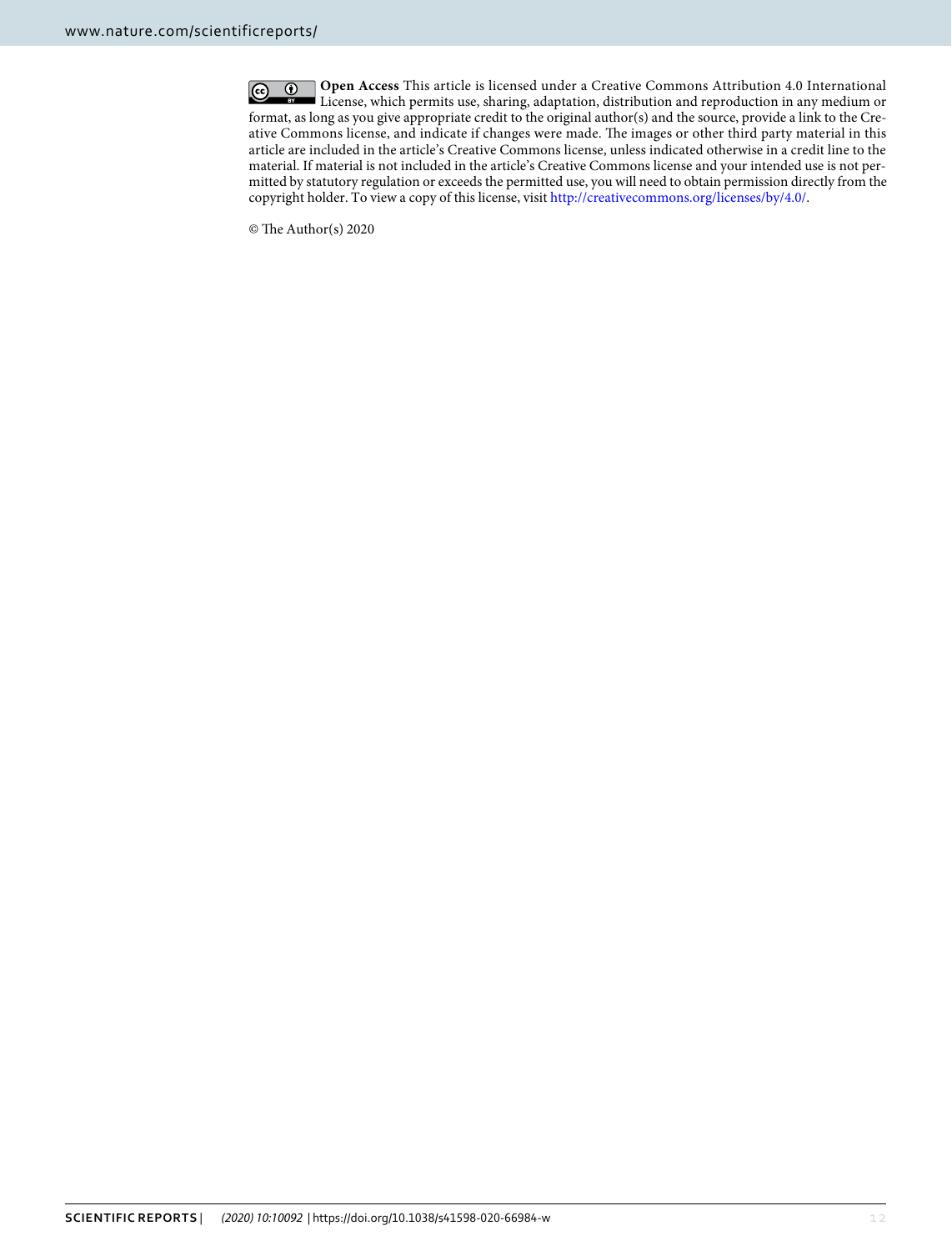**Open Access** This article is licensed under a Creative Commons Attribution 4.0 International License, which permits use, sharing, adaptation, distribution and reproduction in any medium or format, as long as you give appropriate credit to the original author(s) and the source, provide a link to the Creative Commons license, and indicate if changes were made. The images or other third party material in this article are included in the article's Creative Commons license, unless indicated otherwise in a credit line to the material. If material is not included in the article's Creative Commons license and your intended use is not permitted by statutory regulation or exceeds the permitted use, you will need to obtain permission directly from the copyright holder. To view a copy of this license, visit http://creativecommons.org/licenses/by/4.0/.

© The Author(s) 2020